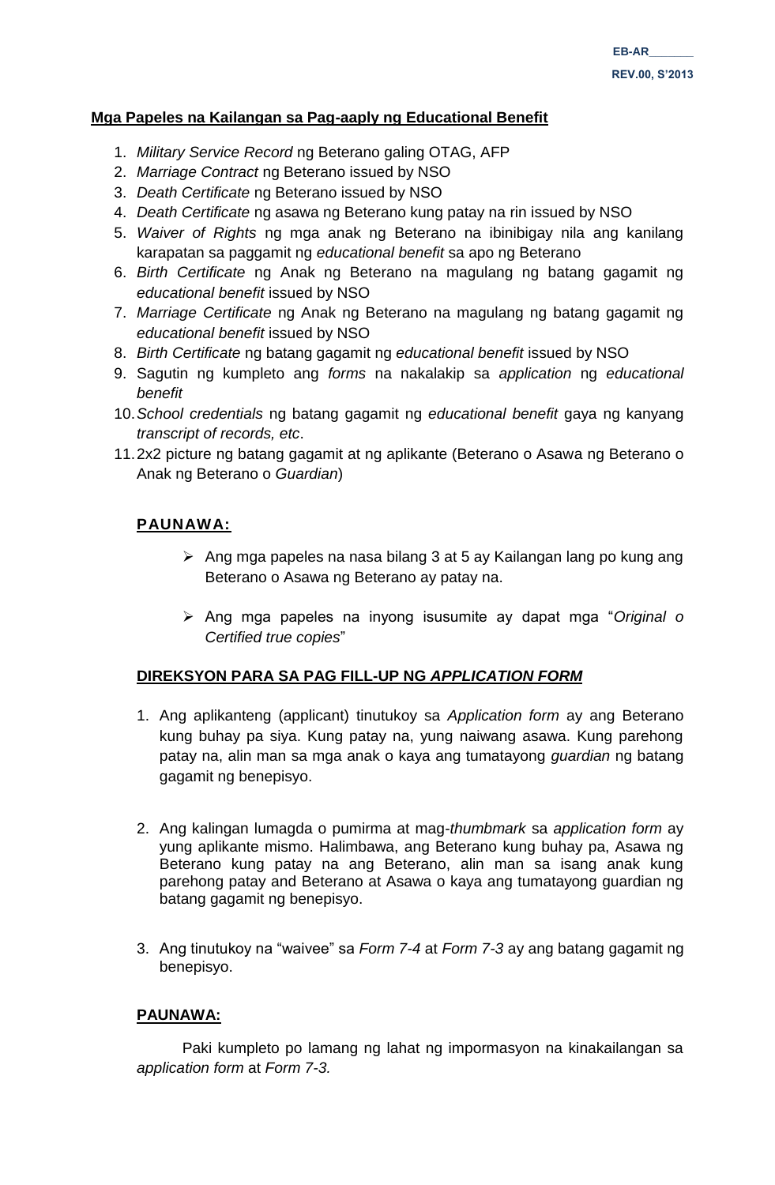EB-AR\_\_\_\_\_\_\_

REV.00, S'2013

**Mga Papeles na Kailangan sa Pag-aaply ng Educational Benefit**

1. *Military Service Record* ng Beterano galing OTAG, AFP
2. *Marriage Contract* ng Beterano issued by NSO
3. *Death Certificate* ng Beterano issued by NSO
4. *Death Certificate* ng asawa ng Beterano kung patay na rin issued by NSO
5. *Waiver of Rights* ng mga anak ng Beterano na ibinibigay nila ang kanilang karapatan sa paggamit ng *educational benefit* sa apo ng Beterano
6. *Birth Certificate* ng Anak ng Beterano na magulang ng batang gagamit ng *educational benefit* issued by NSO
7. *Marriage Certificate* ng Anak ng Beterano na magulang ng batang gagamit ng *educational benefit* issued by NSO
8. *Birth Certificate* ng batang gagamit ng *educational benefit* issued by NSO
9. Sagutin ng kumpleto ang *forms* na nakalakip sa *application* ng *educational benefit*
10. *School credentials* ng batang gagamit ng *educational benefit* gaya ng kanyang *transcript of records, etc*.
11. 2x2 picture ng batang gagamit at ng aplikante (Beterano o Asawa ng Beterano o Anak ng Beterano o *Guardian*)

**PAUNAWA:**

- Ang mga papeles na nasa bilang 3 at 5 ay Kailangan lang po kung ang Beterano o Asawa ng Beterano ay patay na.
- Ang mga papeles na inyong isusumite ay dapat mga "*Original o Certified true copies*"

**DIREKSYON PARA SA PAG FILL-UP NG *APPLICATION FORM***

1. Ang aplikanteng (applicant) tinutukoy sa *Application form* ay ang Beterano kung buhay pa siya. Kung patay na, yung naiwang asawa. Kung parehong patay na, alin man sa mga anak o kaya ang tumatayong *guardian* ng batang gagamit ng benepisyo.
2. Ang kalingan lumagda o pumirma at mag-*thumbmark* sa *application form* ay yung aplikante mismo. Halimbawa, ang Beterano kung buhay pa, Asawa ng Beterano kung patay na ang Beterano, alin man sa isang anak kung parehong patay and Beterano at Asawa o kaya ang tumatayong guardian ng batang gagamit ng benepisyo.
3. Ang tinutukoy na "waivee" sa *Form 7-4* at *Form 7-3* ay ang batang gagamit ng benepisyo.

**PAUNAWA:**

Paki kumpleto po lamang ng lahat ng impormasyon na kinakailangan sa *application form* at *Form 7-3.*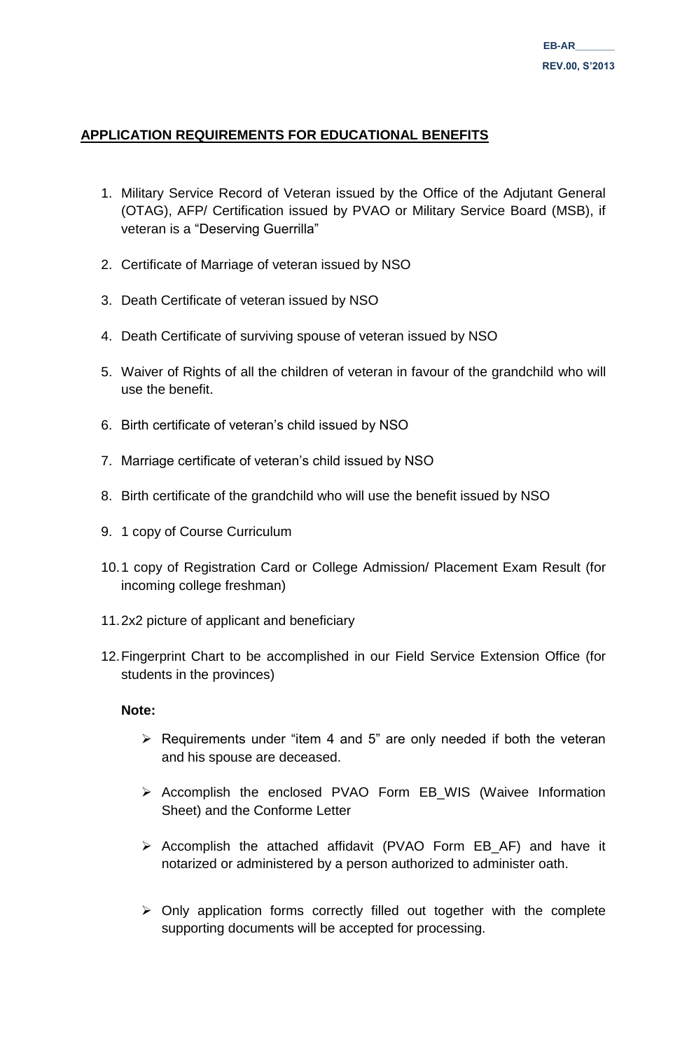EB-AR_______

REV.00, S'2013

## APPLICATION REQUIREMENTS FOR EDUCATIONAL BENEFITS

1. Military Service Record of Veteran issued by the Office of the Adjutant General (OTAG), AFP/ Certification issued by PVAO or Military Service Board (MSB), if veteran is a "Deserving Guerrilla"
2. Certificate of Marriage of veteran issued by NSO
3. Death Certificate of veteran issued by NSO
4. Death Certificate of surviving spouse of veteran issued by NSO
5. Waiver of Rights of all the children of veteran in favour of the grandchild who will use the benefit.
6. Birth certificate of veteran's child issued by NSO
7. Marriage certificate of veteran's child issued by NSO
8. Birth certificate of the grandchild who will use the benefit issued by NSO
9. 1 copy of Course Curriculum
10. 1 copy of Registration Card or College Admission/ Placement Exam Result (for incoming college freshman)
11. 2x2 picture of applicant and beneficiary
12. Fingerprint Chart to be accomplished in our Field Service Extension Office (for students in the provinces)

**Note:**

- Requirements under "item 4 and 5" are only needed if both the veteran and his spouse are deceased.
- Accomplish the enclosed PVAO Form EB_WIS (Waivee Information Sheet) and the Conforme Letter
- Accomplish the attached affidavit (PVAO Form EB_AF) and have it notarized or administered by a person authorized to administer oath.
- Only application forms correctly filled out together with the complete supporting documents will be accepted for processing.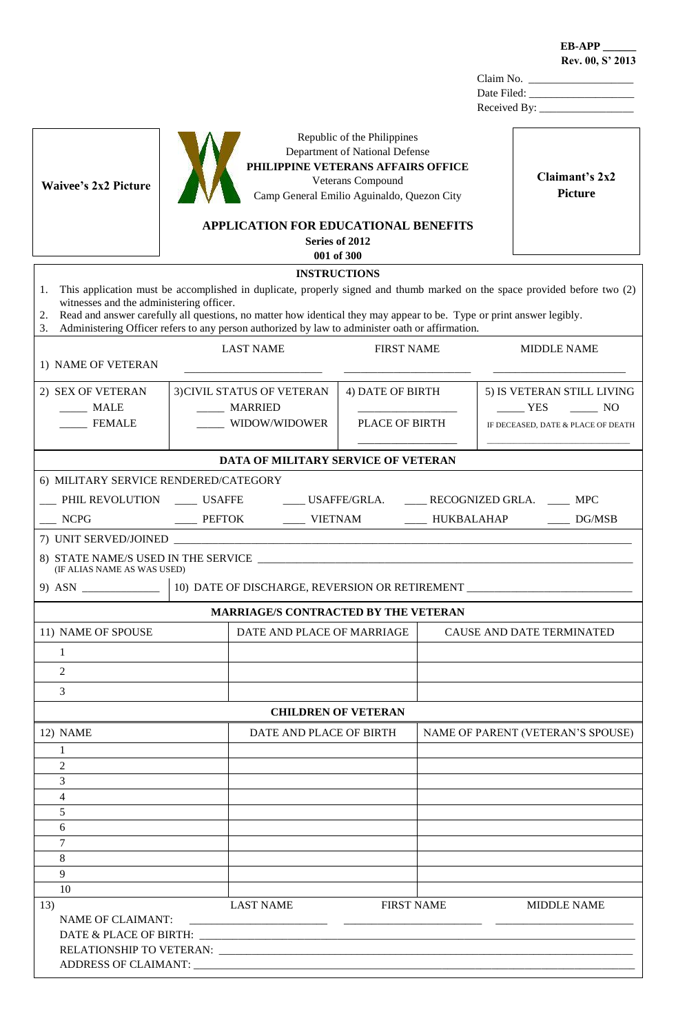**EB-APP ______**
**Rev. 00, S' 2013**

Claim No. ___________________
Date Filed: ___________________
Received By: _________________

| **Waivee's 2x2 Picture** | Republic of the Philippines<br>Department of National Defense<br>**PHILIPPINE VETERANS AFFAIRS OFFICE**<br>Veterans Compound<br>Camp General Emilio Aguinaldo, Quezon City | **Claimant's 2x2 Picture** |
|---|---|---|

# APPLICATION FOR EDUCATIONAL BENEFITS

**Series of 2012**
**001 of 300**

## INSTRUCTIONS

1. This application must be accomplished in duplicate, properly signed and thumb marked on the space provided before two (2) witnesses and the administering officer.
2. Read and answer carefully all questions, no matter how identical they may appear to be. Type or print answer legibly.
3. Administering Officer refers to any person authorized by law to administer oath or affirmation.

1) NAME OF VETERAN

| LAST NAME | FIRST NAME | MIDDLE NAME |
|---|---|---|
| ______________________ | ______________________ | ______________________ |

| 2) SEX OF VETERAN | 3)CIVIL STATUS OF VETERAN | 4) DATE OF BIRTH | 5) IS VETERAN STILL LIVING |
|---|---|---|---|
| _____ MALE<br>_____ FEMALE | _____ MARRIED<br>_____ WIDOW/WIDOWER | _______________<br>PLACE OF BIRTH<br>_______________ | _____ YES _____ NO<br>IF DECEASED, DATE & PLACE OF DEATH<br>_______________________ |

## DATA OF MILITARY SERVICE OF VETERAN

6) MILITARY SERVICE RENDERED/CATEGORY

___ PHIL REVOLUTION ____ USAFFE ____ USAFFE/GRLA. ____ RECOGNIZED GRLA. ____ MPC

___ NCPG ____ PEFTOK ____ VIETNAM ____ HUKBALAHAP ____ DG/MSB

7) UNIT SERVED/JOINED ____________________________________________

8) STATE NAME/S USED IN THE SERVICE ____________________________________________
(IF ALIAS NAME AS WAS USED)

9) ASN _____________ 10) DATE OF DISCHARGE, REVERSION OR RETIREMENT ____________________________

## MARRIAGE/S CONTRACTED BY THE VETERAN

| 11) NAME OF SPOUSE | DATE AND PLACE OF MARRIAGE | CAUSE AND DATE TERMINATED |
|---|---|---|
| 1 | | |
| 2 | | |
| 3 | | |

## CHILDREN OF VETERAN

| 12) NAME | DATE AND PLACE OF BIRTH | NAME OF PARENT (VETERAN'S SPOUSE) |
|---|---|---|
| 1 | | |
| 2 | | |
| 3 | | |
| 4 | | |
| 5 | | |
| 6 | | |
| 7 | | |
| 8 | | |
| 9 | | |
| 10 | | |

13)

| | LAST NAME | FIRST NAME | MIDDLE NAME |
|---|---|---|---|
| NAME OF CLAIMANT: | ______________________ | ______________________ | ______________________ |

DATE & PLACE OF BIRTH: ____________________________________________

RELATIONSHIP TO VETERAN: ____________________________________________

ADDRESS OF CLAIMANT: ____________________________________________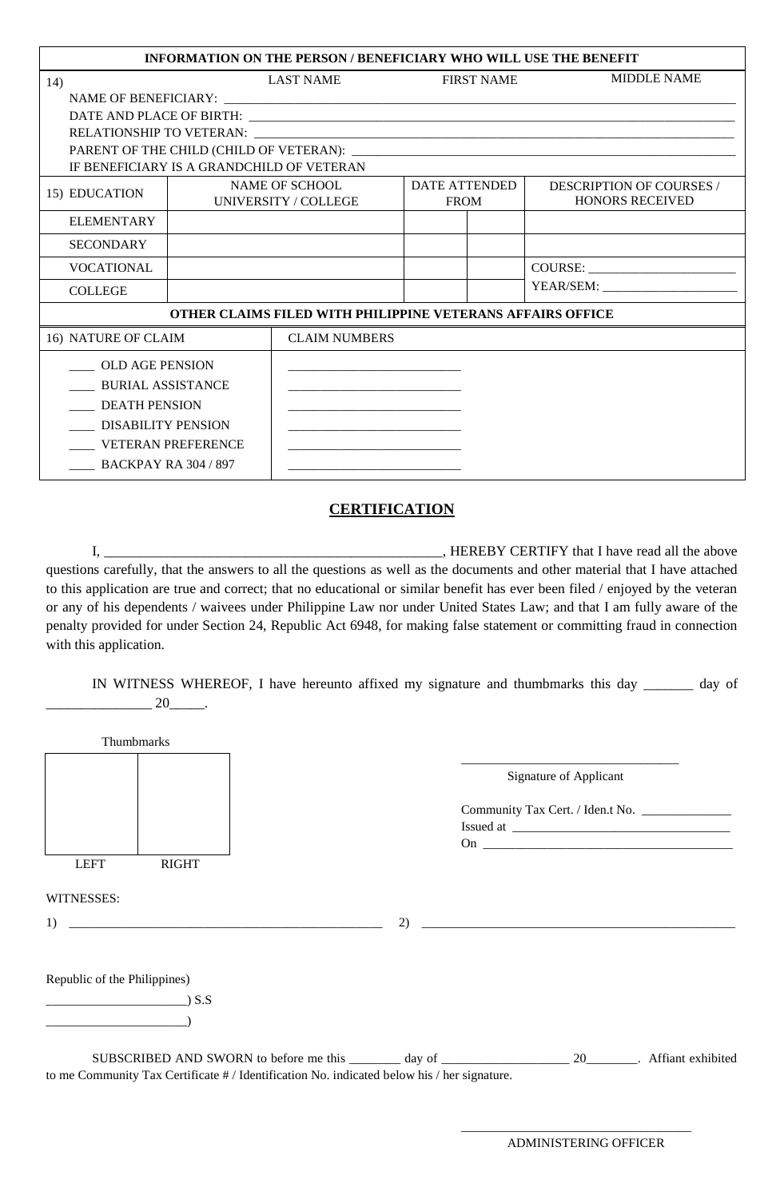| INFORMATION ON THE PERSON / BENEFICIARY WHO WILL USE THE BENEFIT | | | |
|---|---|---|---|
| 14) | LAST NAME | FIRST NAME | MIDDLE NAME |

NAME OF BENEFICIARY: ______________________________________________

DATE AND PLACE OF BIRTH: ______________________________________________

RELATIONSHIP TO VETERAN: ______________________________________________

PARENT OF THE CHILD (CHILD OF VETERAN): ______________________________________________

IF BENEFICIARY IS A GRANDCHILD OF VETERAN

| 15) EDUCATION | NAME OF SCHOOL UNIVERSITY / COLLEGE | DATE ATTENDED FROM | | DESCRIPTION OF COURSES / HONORS RECEIVED |
|---|---|---|---|---|
| ELEMENTARY | | | | |
| SECONDARY | | | | |
| VOCATIONAL | | | | COURSE: ____________________ |
| COLLEGE | | | | YEAR/SEM: ____________________ |

**OTHER CLAIMS FILED WITH PHILIPPINE VETERANS AFFAIRS OFFICE**

| 16) NATURE OF CLAIM | CLAIM NUMBERS |
|---|---|
| ____ OLD AGE PENSION | ____________________ |
| ____ BURIAL ASSISTANCE | ____________________ |
| ____ DEATH PENSION | ____________________ |
| ____ DISABILITY PENSION | ____________________ |
| ____ VETERAN PREFERENCE | ____________________ |
| ____ BACKPAY RA 304 / 897 | ____________________ |

## CERTIFICATION

I, ______________________________________________, HEREBY CERTIFY that I have read all the above questions carefully, that the answers to all the questions as well as the documents and other material that I have attached to this application are true and correct; that no educational or similar benefit has ever been filed / enjoyed by the veteran or any of his dependents / waivees under Philippine Law nor under United States Law; and that I am fully aware of the penalty provided for under Section 24, Republic Act 6948, for making false statement or committing fraud in connection with this application.

IN WITNESS WHEREOF, I have hereunto affixed my signature and thumbmarks this day _______ day of _______________ 20_____.

Thumbmarks

| LEFT | RIGHT |
|---|---|
| | |

________________________________
Signature of Applicant

Community Tax Cert. / Iden.t No. ______________
Issued at ______________________________
On ______________________________

WITNESSES:

1) ______________________________________________ 2) ______________________________________________

Republic of the Philippines)
_____________________) S.S
_____________________)

SUBSCRIBED AND SWORN to before me this ________ day of ____________________ 20________. Affiant exhibited to me Community Tax Certificate # / Identification No. indicated below his / her signature.

________________________________
ADMINISTERING OFFICER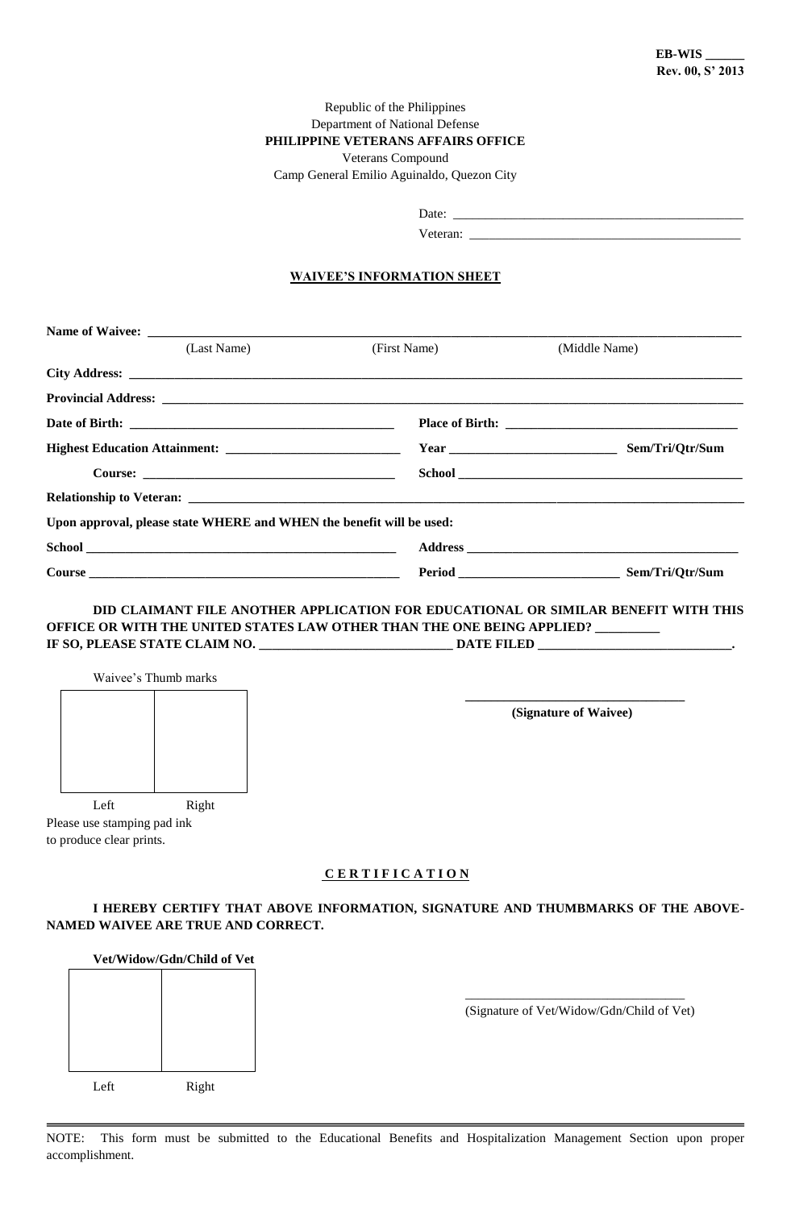**EB-WIS ______**
**Rev. 00, S' 2013**

Republic of the Philippines
Department of National Defense
**PHILIPPINE VETERANS AFFAIRS OFFICE**
Veterans Compound
Camp General Emilio Aguinaldo, Quezon City

Date: ____________________________________________

Veteran: __________________________________________

## WAIVEE'S INFORMATION SHEET

**Name of Waivee:** ____________________________________________________________________________________
(Last Name) (First Name) (Middle Name)

**City Address:** ______________________________________________________________________________________

**Provincial Address:** _________________________________________________________________________________

**Date of Birth:** ________________________________________ **Place of Birth:** ____________________________________

**Highest Education Attainment:** ___________________________ **Year** __________________________ **Sem/Tri/Qtr/Sum**

**Course:** ______________________________________ **School** ____________________________________________

**Relationship to Veteran:** _________________________________________________________________________________

**Upon approval, please state WHERE and WHEN the benefit will be used:**

**School** ________________________________________________ **Address** __________________________________________

**Course** ________________________________________________ **Period** ________________________ **Sem/Tri/Qtr/Sum**

**DID CLAIMANT FILE ANOTHER APPLICATION FOR EDUCATIONAL OR SIMILAR BENEFIT WITH THIS OFFICE OR WITH THE UNITED STATES LAW OTHER THAN THE ONE BEING APPLIED? _________**
**IF SO, PLEASE STATE CLAIM NO. ______________________________ DATE FILED ______________________________.**

Waivee's Thumb marks

| Left | Right |
|---|---|
| | |

Please use stamping pad ink to produce clear prints.

__________________________________
**(Signature of Waivee)**

## C E R T I F I C A T I O N

**I HEREBY CERTIFY THAT ABOVE INFORMATION, SIGNATURE AND THUMBMARKS OF THE ABOVE-NAMED WAIVEE ARE TRUE AND CORRECT.**

**Vet/Widow/Gdn/Child of Vet**

| Left | Right |
|---|---|
| | |

__________________________________
(Signature of Vet/Widow/Gdn/Child of Vet)

---

NOTE: This form must be submitted to the Educational Benefits and Hospitalization Management Section upon proper accomplishment.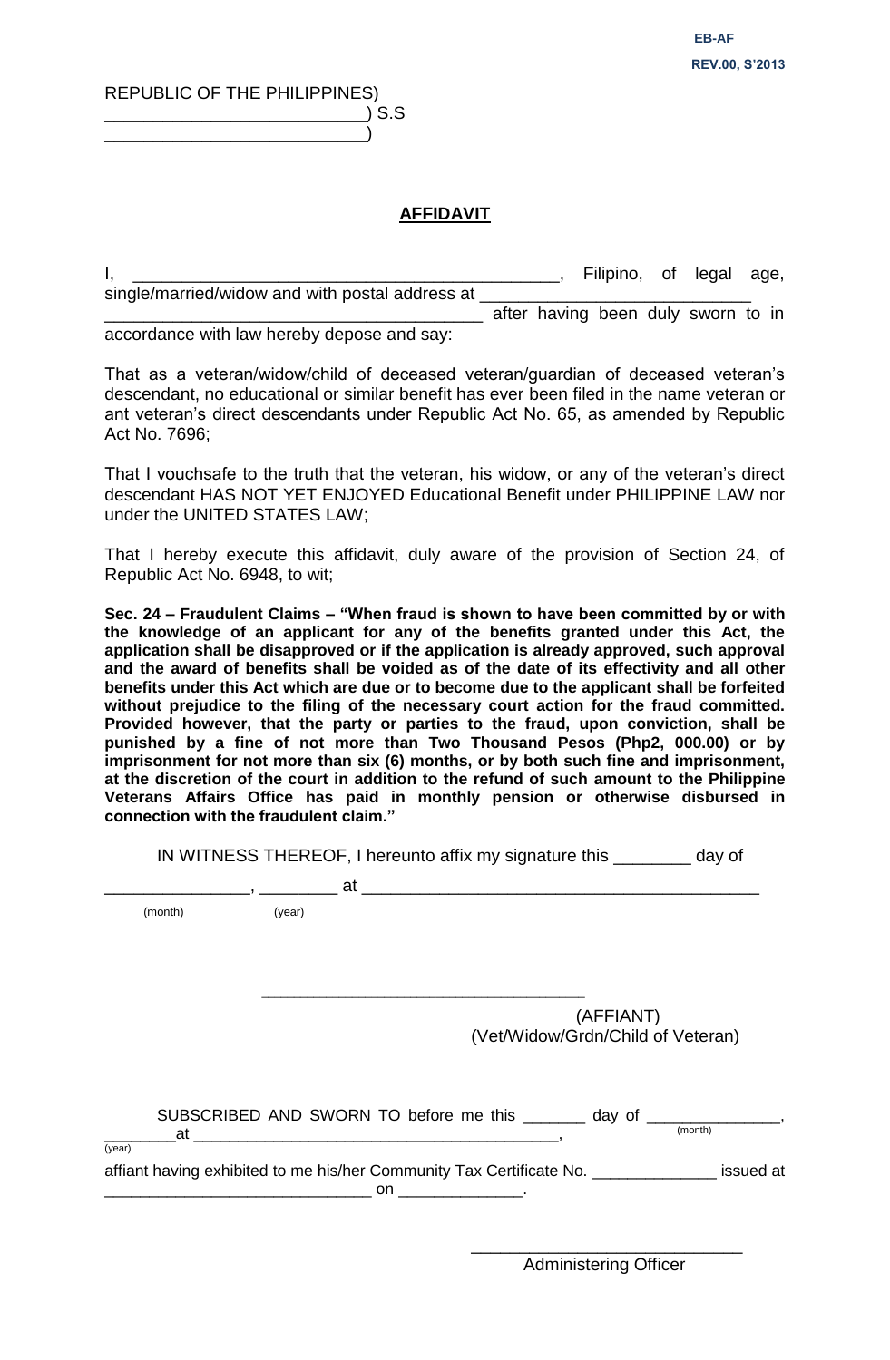EB-AF_______

REV.00, S'2013

REPUBLIC OF THE PHILIPPINES)
___________________________) S.S
___________________________)

## AFFIDAVIT

I, ______________________________________________, Filipino, of legal age, single/married/widow and with postal address at ____________________________ ________________________________________ after having been duly sworn to in accordance with law hereby depose and say:

That as a veteran/widow/child of deceased veteran/guardian of deceased veteran's descendant, no educational or similar benefit has ever been filed in the name veteran or ant veteran's direct descendants under Republic Act No. 65, as amended by Republic Act No. 7696;

That I vouchsafe to the truth that the veteran, his widow, or any of the veteran's direct descendant HAS NOT YET ENJOYED Educational Benefit under PHILIPPINE LAW nor under the UNITED STATES LAW;

That I hereby execute this affidavit, duly aware of the provision of Section 24, of Republic Act No. 6948, to wit;

**Sec. 24 – Fraudulent Claims – "When fraud is shown to have been committed by or with the knowledge of an applicant for any of the benefits granted under this Act, the application shall be disapproved or if the application is already approved, such approval and the award of benefits shall be voided as of the date of its effectivity and all other benefits under this Act which are due or to become due to the applicant shall be forfeited without prejudice to the filing of the necessary court action for the fraud committed. Provided however, that the party or parties to the fraud, upon conviction, shall be punished by a fine of not more than Two Thousand Pesos (Php2, 000.00) or by imprisonment for not more than six (6) months, or by both such fine and imprisonment, at the discretion of the court in addition to the refund of such amount to the Philippine Veterans Affairs Office has paid in monthly pension or otherwise disbursed in connection with the fraudulent claim."**

IN WITNESS THEREOF, I hereunto affix my signature this ________ day of _______________, ________ at __________________________________________
(month) (year)

___________________________________

(AFFIANT)
(Vet/Widow/Grdn/Child of Veteran)

SUBSCRIBED AND SWORN TO before me this _______ day of _______________, ________at _________________________________________,
(year) (month)

affiant having exhibited to me his/her Community Tax Certificate No. ______________ issued at ______________________________ on ______________.

____________________________
Administering Officer